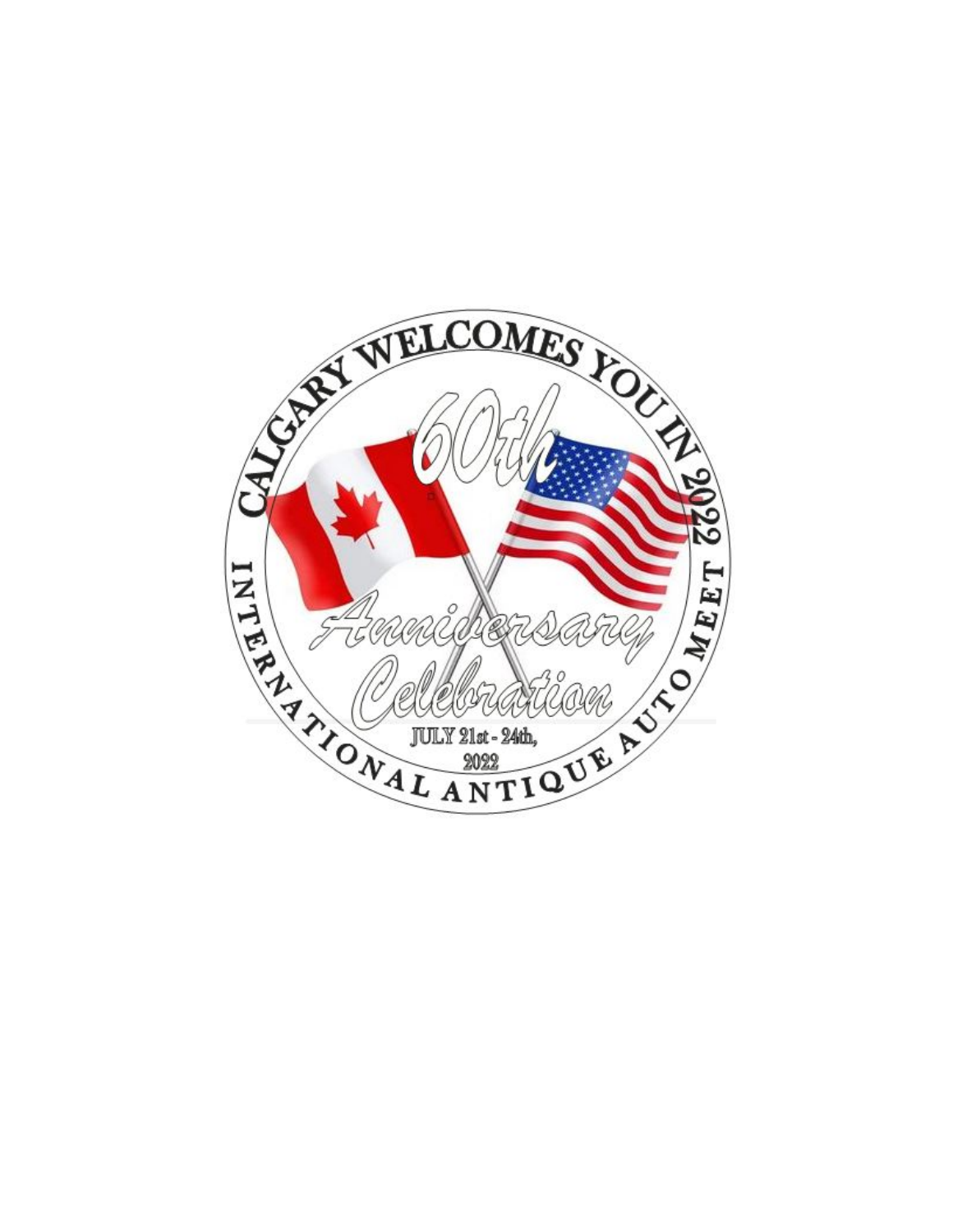CALGARY WELCOMES YOU IN 2022

60th

Anniversary

Celebration

JULY 21st - 24th,

2022

INTERNATIONAL ANTIQUE AUTO MEET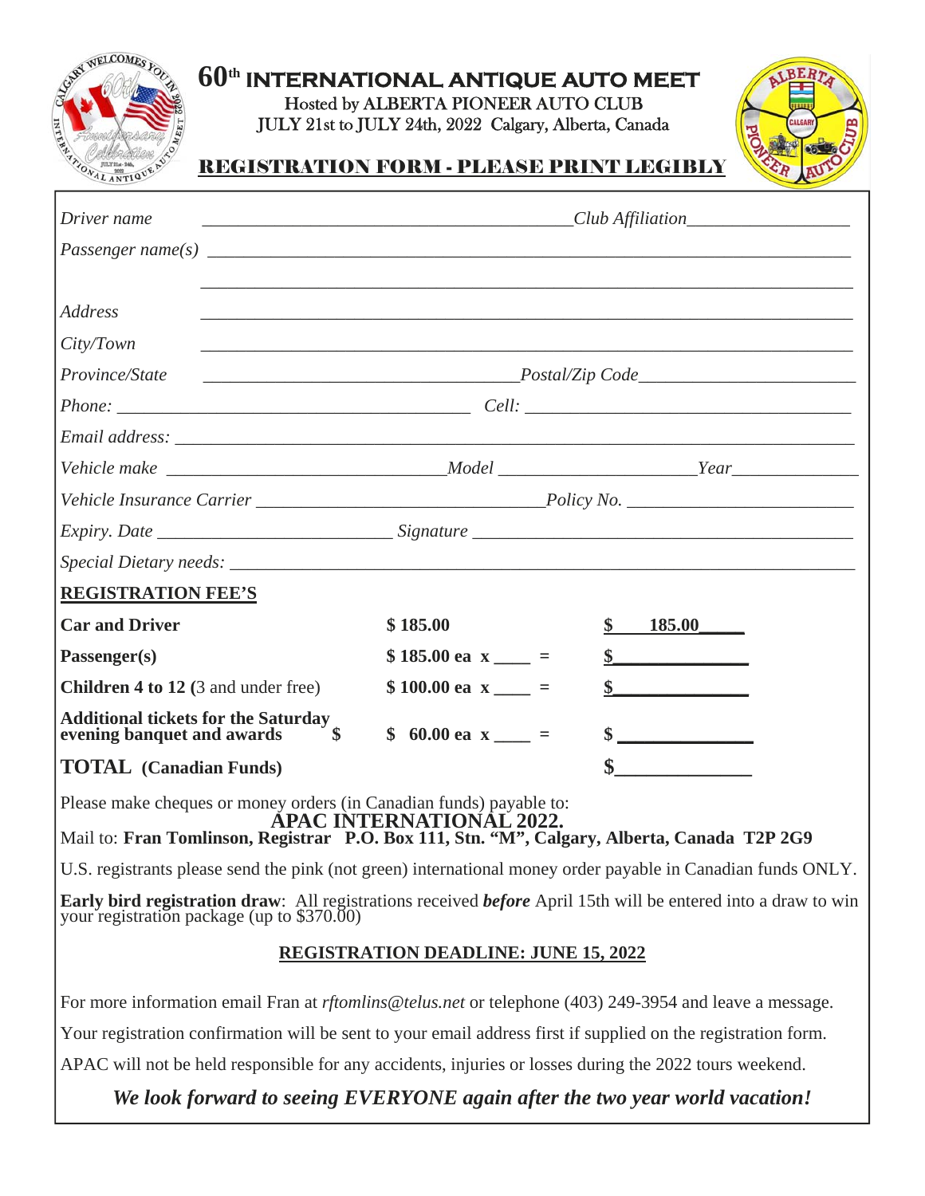# 60th INTERNATIONAL ANTIQUE AUTO MEET

Hosted by ALBERTA PIONEER AUTO CLUB

JULY 21st to JULY 24th, 2022 Calgary, Alberta, Canada

## REGISTRATION FORM - PLEASE PRINT LEGIBLY

*Driver name* ________________________________________ *Club Affiliation* __________________

*Passenger name(s)* ______________________________________________________________________

__________________________________________________________________________________

*Address* __________________________________________________________________________

*City/Town* _________________________________________________________________________

*Province/State* ________________________________ *Postal/Zip Code* ______________________

*Phone:* ________________________________________ *Cell:* ____________________________________

*Email address:* ____________________________________________________________________

*Vehicle make* ______________________________ *Model* ____________________ *Year* ______________

*Vehicle Insurance Carrier* ______________________________ *Policy No.* ______________________

*Expiry. Date* __________________________ *Signature* ___________________________________________

*Special Dietary needs:* ______________________________________________________________

**REGISTRATION FEE'S**

| | | |
|---|---|---|
| **Car and Driver** | **$ 185.00** | **$ 185.00____** |
| **Passenger(s)** | **$ 185.00 ea x ____ =** | **$______________** |
| **Children 4 to 12 (**3 and under free) | **$ 100.00 ea x ____ =** | **$______________** |
| **Additional tickets for the Saturday evening banquet and awards $** | **$ 60.00 ea x ____ =** | **$ ______________** |
| **TOTAL (Canadian Funds)** | | **$______________** |

Please make cheques or money orders (in Canadian funds) payable to:
**APAC INTERNATIONAL 2022.**
Mail to: **Fran Tomlinson, Registrar P.O. Box 111, Stn. "M", Calgary, Alberta, Canada T2P 2G9**

U.S. registrants please send the pink (not green) international money order payable in Canadian funds ONLY.

**Early bird registration draw**: All registrations received ***before*** April 15th will be entered into a draw to win your registration package (up to $370.00)

**REGISTRATION DEADLINE: JUNE 15, 2022**

For more information email Fran at *rftomlins@telus.net* or telephone (403) 249-3954 and leave a message.

Your registration confirmation will be sent to your email address first if supplied on the registration form.

APAC will not be held responsible for any accidents, injuries or losses during the 2022 tours weekend.

***We look forward to seeing EVERYONE again after the two year world vacation!***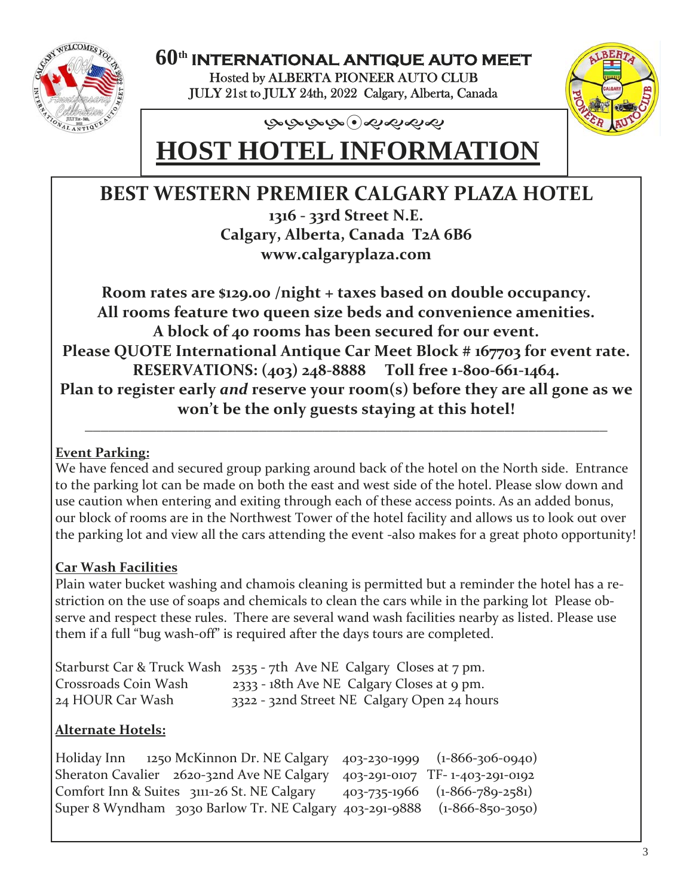# 60th INTERNATIONAL ANTIQUE AUTO MEET

Hosted by ALBERTA PIONEER AUTO CLUB

JULY 21st to JULY 24th, 2022 Calgary, Alberta, Canada

# HOST HOTEL INFORMATION

## BEST WESTERN PREMIER CALGARY PLAZA HOTEL

**1316 - 33rd Street N.E.**
**Calgary, Alberta, Canada T2A 6B6**
**www.calgaryplaza.com**

**Room rates are $129.00 /night + taxes based on double occupancy.**
**All rooms feature two queen size beds and convenience amenities.**
**A block of 40 rooms has been secured for our event.**
**Please QUOTE International Antique Car Meet Block # 167703 for event rate.**
**RESERVATIONS: (403) 248-8888 Toll free 1-800-661-1464.**
**Plan to register early *and* reserve your room(s) before they are all gone as we won't be the only guests staying at this hotel!**

---

### Event Parking:

We have fenced and secured group parking around back of the hotel on the North side. Entrance to the parking lot can be made on both the east and west side of the hotel. Please slow down and use caution when entering and exiting through each of these access points. As an added bonus, our block of rooms are in the Northwest Tower of the hotel facility and allows us to look out over the parking lot and view all the cars attending the event -also makes for a great photo opportunity!

### Car Wash Facilities

Plain water bucket washing and chamois cleaning is permitted but a reminder the hotel has a restriction on the use of soaps and chemicals to clean the cars while in the parking lot Please observe and respect these rules. There are several wand wash facilities nearby as listed. Please use them if a full "bug wash-off" is required after the days tours are completed.

| | | |
|---|---|---|
| Starburst Car & Truck Wash | 2535 - 7th Ave NE Calgary | Closes at 7 pm. |
| Crossroads Coin Wash | 2333 - 18th Ave NE Calgary | Closes at 9 pm. |
| 24 HOUR Car Wash | 3322 - 32nd Street NE Calgary | Open 24 hours |

### Alternate Hotels:

| | | | |
|---|---|---|---|
| Holiday Inn | 1250 McKinnon Dr. NE Calgary | 403-230-1999 | (1-866-306-0940) |
| Sheraton Cavalier | 2620-32nd Ave NE Calgary | 403-291-0107 | TF- 1-403-291-0192 |
| Comfort Inn & Suites | 3111-26 St. NE Calgary | 403-735-1966 | (1-866-789-2581) |
| Super 8 Wyndham | 3030 Barlow Tr. NE Calgary | 403-291-9888 | (1-866-850-3050) |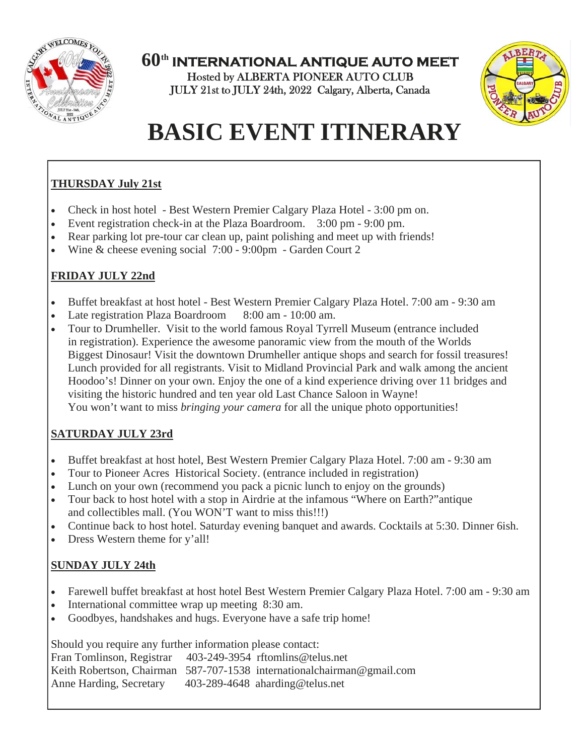# 60th INTERNATIONAL ANTIQUE AUTO MEET

Hosted by ALBERTA PIONEER AUTO CLUB
JULY 21st to JULY 24th, 2022 Calgary, Alberta, Canada

# BASIC EVENT ITINERARY

**THURSDAY July 21st**

- Check in host hotel - Best Western Premier Calgary Plaza Hotel - 3:00 pm on.
- Event registration check-in at the Plaza Boardroom. 3:00 pm - 9:00 pm.
- Rear parking lot pre-tour car clean up, paint polishing and meet up with friends!
- Wine & cheese evening social 7:00 - 9:00pm - Garden Court 2

**FRIDAY JULY 22nd**

- Buffet breakfast at host hotel - Best Western Premier Calgary Plaza Hotel. 7:00 am - 9:30 am
- Late registration Plaza Boardroom 8:00 am - 10:00 am.
- Tour to Drumheller. Visit to the world famous Royal Tyrrell Museum (entrance included in registration). Experience the awesome panoramic view from the mouth of the Worlds Biggest Dinosaur! Visit the downtown Drumheller antique shops and search for fossil treasures! Lunch provided for all registrants. Visit to Midland Provincial Park and walk among the ancient Hoodoo's! Dinner on your own. Enjoy the one of a kind experience driving over 11 bridges and visiting the historic hundred and ten year old Last Chance Saloon in Wayne!
  You won't want to miss *bringing your camera* for all the unique photo opportunities!

**SATURDAY JULY 23rd**

- Buffet breakfast at host hotel, Best Western Premier Calgary Plaza Hotel. 7:00 am - 9:30 am
- Tour to Pioneer Acres Historical Society. (entrance included in registration)
- Lunch on your own (recommend you pack a picnic lunch to enjoy on the grounds)
- Tour back to host hotel with a stop in Airdrie at the infamous "Where on Earth?"antique and collectibles mall. (You WON'T want to miss this!!!)
- Continue back to host hotel. Saturday evening banquet and awards. Cocktails at 5:30. Dinner 6ish.
- Dress Western theme for y'all!

**SUNDAY JULY 24th**

- Farewell buffet breakfast at host hotel Best Western Premier Calgary Plaza Hotel. 7:00 am - 9:30 am
- International committee wrap up meeting 8:30 am.
- Goodbyes, handshakes and hugs. Everyone have a safe trip home!

Should you require any further information please contact:
Fran Tomlinson, Registrar 403-249-3954 rftomlins@telus.net
Keith Robertson, Chairman 587-707-1538 internationalchairman@gmail.com
Anne Harding, Secretary 403-289-4648 aharding@telus.net